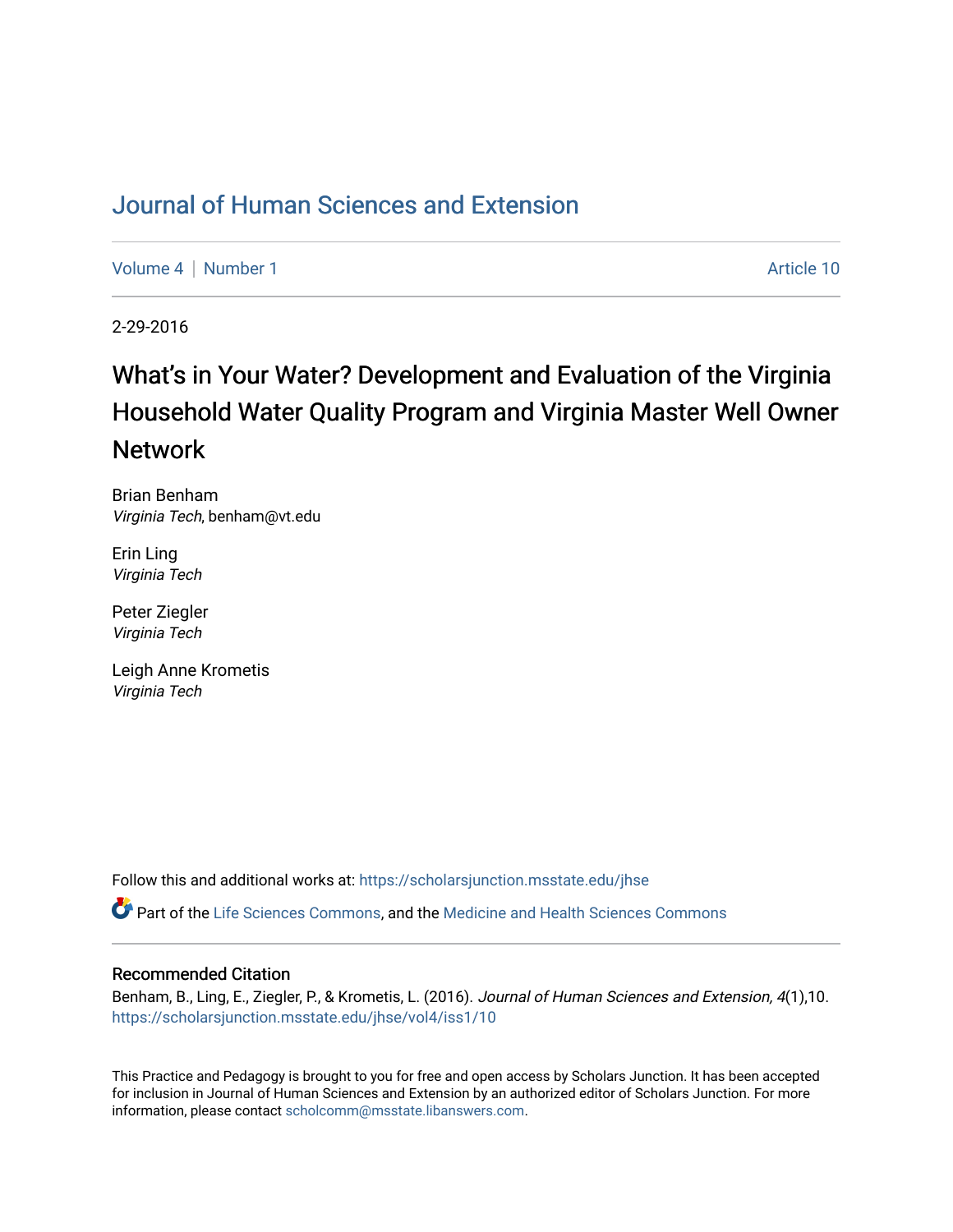# Journal of Human Sciences and Extension

Volume 4 | Number 1 Article 10

2-29-2016

## What's in Your Water? Development and Evaluation of the Virginia Household Water Quality Program and Virginia Master Well Owner Network

Brian Benham  
*Virginia Tech*, benham@vt.edu

Erin Ling  
*Virginia Tech*

Peter Ziegler  
*Virginia Tech*

Leigh Anne Krometis  
*Virginia Tech*

Follow this and additional works at: https://scholarsjunction.msstate.edu/jhse

Part of the Life Sciences Commons, and the Medicine and Health Sciences Commons

### Recommended Citation

Benham, B., Ling, E., Ziegler, P., & Krometis, L. (2016). *Journal of Human Sciences and Extension, 4*(1),10. https://scholarsjunction.msstate.edu/jhse/vol4/iss1/10

This Practice and Pedagogy is brought to you for free and open access by Scholars Junction. It has been accepted for inclusion in Journal of Human Sciences and Extension by an authorized editor of Scholars Junction. For more information, please contact scholcomm@msstate.libanswers.com.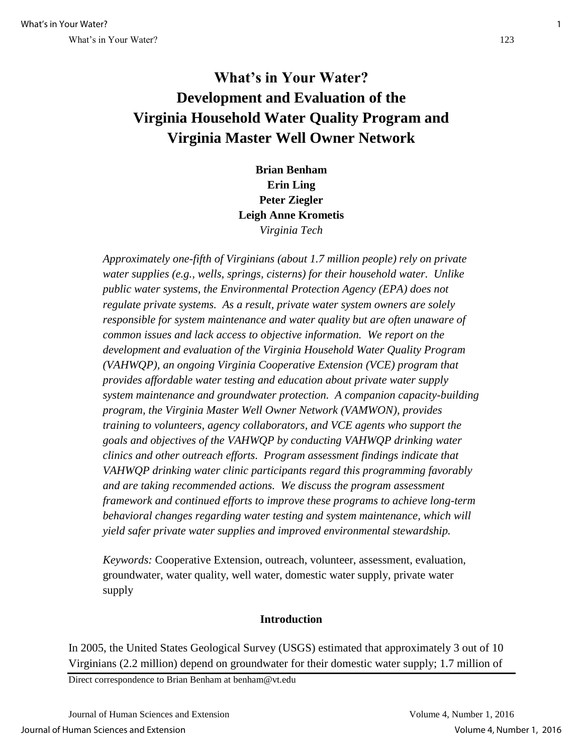# What's in Your Water? Development and Evaluation of the Virginia Household Water Quality Program and Virginia Master Well Owner Network

**Brian Benham**
**Erin Ling**
**Peter Ziegler**
**Leigh Anne Krometis**
*Virginia Tech*

*Approximately one-fifth of Virginians (about 1.7 million people) rely on private water supplies (e.g., wells, springs, cisterns) for their household water. Unlike public water systems, the Environmental Protection Agency (EPA) does not regulate private systems. As a result, private water system owners are solely responsible for system maintenance and water quality but are often unaware of common issues and lack access to objective information. We report on the development and evaluation of the Virginia Household Water Quality Program (VAHWQP), an ongoing Virginia Cooperative Extension (VCE) program that provides affordable water testing and education about private water supply system maintenance and groundwater protection. A companion capacity-building program, the Virginia Master Well Owner Network (VAMWON), provides training to volunteers, agency collaborators, and VCE agents who support the goals and objectives of the VAHWQP by conducting VAHWQP drinking water clinics and other outreach efforts. Program assessment findings indicate that VAHWQP drinking water clinic participants regard this programming favorably and are taking recommended actions. We discuss the program assessment framework and continued efforts to improve these programs to achieve long-term behavioral changes regarding water testing and system maintenance, which will yield safer private water supplies and improved environmental stewardship.*

*Keywords:* Cooperative Extension, outreach, volunteer, assessment, evaluation, groundwater, water quality, well water, domestic water supply, private water supply

## Introduction

In 2005, the United States Geological Survey (USGS) estimated that approximately 3 out of 10 Virginians (2.2 million) depend on groundwater for their domestic water supply; 1.7 million of

Direct correspondence to Brian Benham at benham@vt.edu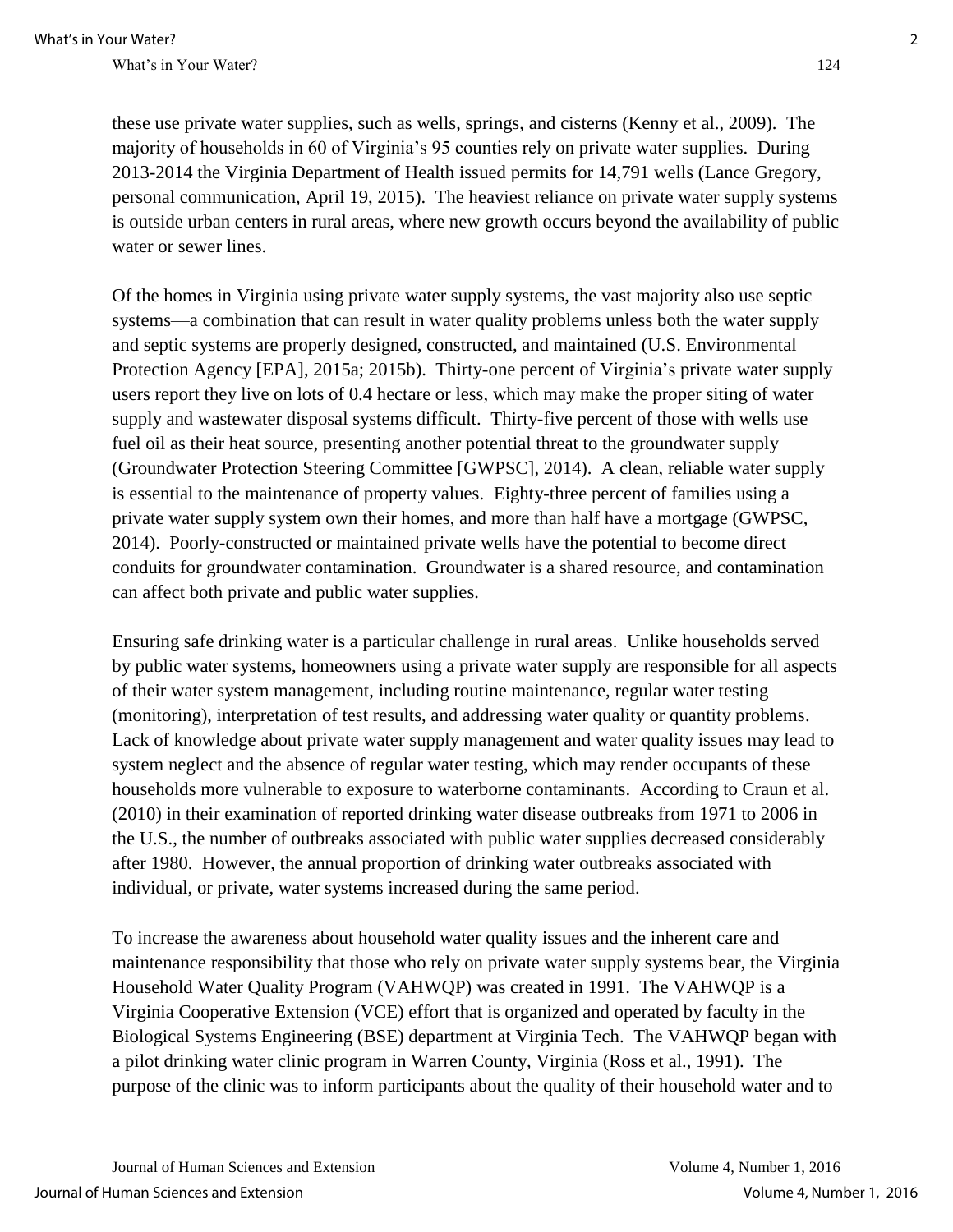these use private water supplies, such as wells, springs, and cisterns (Kenny et al., 2009). The majority of households in 60 of Virginia's 95 counties rely on private water supplies. During 2013-2014 the Virginia Department of Health issued permits for 14,791 wells (Lance Gregory, personal communication, April 19, 2015). The heaviest reliance on private water supply systems is outside urban centers in rural areas, where new growth occurs beyond the availability of public water or sewer lines.

Of the homes in Virginia using private water supply systems, the vast majority also use septic systems—a combination that can result in water quality problems unless both the water supply and septic systems are properly designed, constructed, and maintained (U.S. Environmental Protection Agency [EPA], 2015a; 2015b). Thirty-one percent of Virginia's private water supply users report they live on lots of 0.4 hectare or less, which may make the proper siting of water supply and wastewater disposal systems difficult. Thirty-five percent of those with wells use fuel oil as their heat source, presenting another potential threat to the groundwater supply (Groundwater Protection Steering Committee [GWPSC], 2014). A clean, reliable water supply is essential to the maintenance of property values. Eighty-three percent of families using a private water supply system own their homes, and more than half have a mortgage (GWPSC, 2014). Poorly-constructed or maintained private wells have the potential to become direct conduits for groundwater contamination. Groundwater is a shared resource, and contamination can affect both private and public water supplies.

Ensuring safe drinking water is a particular challenge in rural areas. Unlike households served by public water systems, homeowners using a private water supply are responsible for all aspects of their water system management, including routine maintenance, regular water testing (monitoring), interpretation of test results, and addressing water quality or quantity problems. Lack of knowledge about private water supply management and water quality issues may lead to system neglect and the absence of regular water testing, which may render occupants of these households more vulnerable to exposure to waterborne contaminants. According to Craun et al. (2010) in their examination of reported drinking water disease outbreaks from 1971 to 2006 in the U.S., the number of outbreaks associated with public water supplies decreased considerably after 1980. However, the annual proportion of drinking water outbreaks associated with individual, or private, water systems increased during the same period.

To increase the awareness about household water quality issues and the inherent care and maintenance responsibility that those who rely on private water supply systems bear, the Virginia Household Water Quality Program (VAHWQP) was created in 1991. The VAHWQP is a Virginia Cooperative Extension (VCE) effort that is organized and operated by faculty in the Biological Systems Engineering (BSE) department at Virginia Tech. The VAHWQP began with a pilot drinking water clinic program in Warren County, Virginia (Ross et al., 1991). The purpose of the clinic was to inform participants about the quality of their household water and to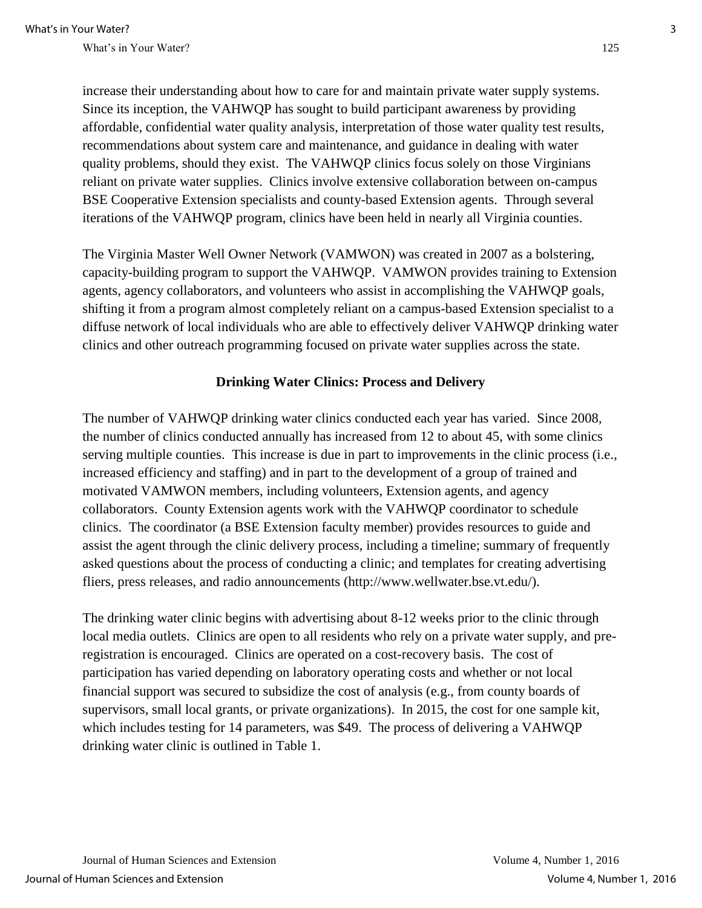increase their understanding about how to care for and maintain private water supply systems. Since its inception, the VAHWQP has sought to build participant awareness by providing affordable, confidential water quality analysis, interpretation of those water quality test results, recommendations about system care and maintenance, and guidance in dealing with water quality problems, should they exist. The VAHWQP clinics focus solely on those Virginians reliant on private water supplies. Clinics involve extensive collaboration between on-campus BSE Cooperative Extension specialists and county-based Extension agents. Through several iterations of the VAHWQP program, clinics have been held in nearly all Virginia counties.

The Virginia Master Well Owner Network (VAMWON) was created in 2007 as a bolstering, capacity-building program to support the VAHWQP. VAMWON provides training to Extension agents, agency collaborators, and volunteers who assist in accomplishing the VAHWQP goals, shifting it from a program almost completely reliant on a campus-based Extension specialist to a diffuse network of local individuals who are able to effectively deliver VAHWQP drinking water clinics and other outreach programming focused on private water supplies across the state.

## Drinking Water Clinics: Process and Delivery

The number of VAHWQP drinking water clinics conducted each year has varied. Since 2008, the number of clinics conducted annually has increased from 12 to about 45, with some clinics serving multiple counties. This increase is due in part to improvements in the clinic process (i.e., increased efficiency and staffing) and in part to the development of a group of trained and motivated VAMWON members, including volunteers, Extension agents, and agency collaborators. County Extension agents work with the VAHWQP coordinator to schedule clinics. The coordinator (a BSE Extension faculty member) provides resources to guide and assist the agent through the clinic delivery process, including a timeline; summary of frequently asked questions about the process of conducting a clinic; and templates for creating advertising fliers, press releases, and radio announcements (http://www.wellwater.bse.vt.edu/).

The drinking water clinic begins with advertising about 8-12 weeks prior to the clinic through local media outlets. Clinics are open to all residents who rely on a private water supply, and pre-registration is encouraged. Clinics are operated on a cost-recovery basis. The cost of participation has varied depending on laboratory operating costs and whether or not local financial support was secured to subsidize the cost of analysis (e.g., from county boards of supervisors, small local grants, or private organizations). In 2015, the cost for one sample kit, which includes testing for 14 parameters, was $49. The process of delivering a VAHWQP drinking water clinic is outlined in Table 1.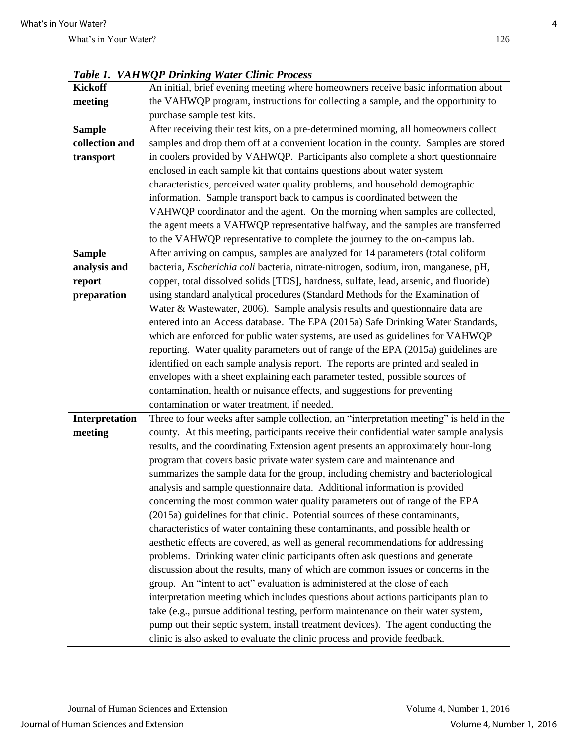*Table 1. VAHWQP Drinking Water Clinic Process*

| | |
|---|---|
| **Kickoff meeting** | An initial, brief evening meeting where homeowners receive basic information about the VAHWQP program, instructions for collecting a sample, and the opportunity to purchase sample test kits. |
| **Sample collection and transport** | After receiving their test kits, on a pre-determined morning, all homeowners collect samples and drop them off at a convenient location in the county. Samples are stored in coolers provided by VAHWQP. Participants also complete a short questionnaire enclosed in each sample kit that contains questions about water system characteristics, perceived water quality problems, and household demographic information. Sample transport back to campus is coordinated between the VAHWQP coordinator and the agent. On the morning when samples are collected, the agent meets a VAHWQP representative halfway, and the samples are transferred to the VAHWQP representative to complete the journey to the on-campus lab. |
| **Sample analysis and report preparation** | After arriving on campus, samples are analyzed for 14 parameters (total coliform bacteria, *Escherichia coli* bacteria, nitrate-nitrogen, sodium, iron, manganese, pH, copper, total dissolved solids [TDS], hardness, sulfate, lead, arsenic, and fluoride) using standard analytical procedures (Standard Methods for the Examination of Water & Wastewater, 2006). Sample analysis results and questionnaire data are entered into an Access database. The EPA (2015a) Safe Drinking Water Standards, which are enforced for public water systems, are used as guidelines for VAHWQP reporting. Water quality parameters out of range of the EPA (2015a) guidelines are identified on each sample analysis report. The reports are printed and sealed in envelopes with a sheet explaining each parameter tested, possible sources of contamination, health or nuisance effects, and suggestions for preventing contamination or water treatment, if needed. |
| **Interpretation meeting** | Three to four weeks after sample collection, an "interpretation meeting" is held in the county. At this meeting, participants receive their confidential water sample analysis results, and the coordinating Extension agent presents an approximately hour-long program that covers basic private water system care and maintenance and summarizes the sample data for the group, including chemistry and bacteriological analysis and sample questionnaire data. Additional information is provided concerning the most common water quality parameters out of range of the EPA (2015a) guidelines for that clinic. Potential sources of these contaminants, characteristics of water containing these contaminants, and possible health or aesthetic effects are covered, as well as general recommendations for addressing problems. Drinking water clinic participants often ask questions and generate discussion about the results, many of which are common issues or concerns in the group. An "intent to act" evaluation is administered at the close of each interpretation meeting which includes questions about actions participants plan to take (e.g., pursue additional testing, perform maintenance on their water system, pump out their septic system, install treatment devices). The agent conducting the clinic is also asked to evaluate the clinic process and provide feedback. |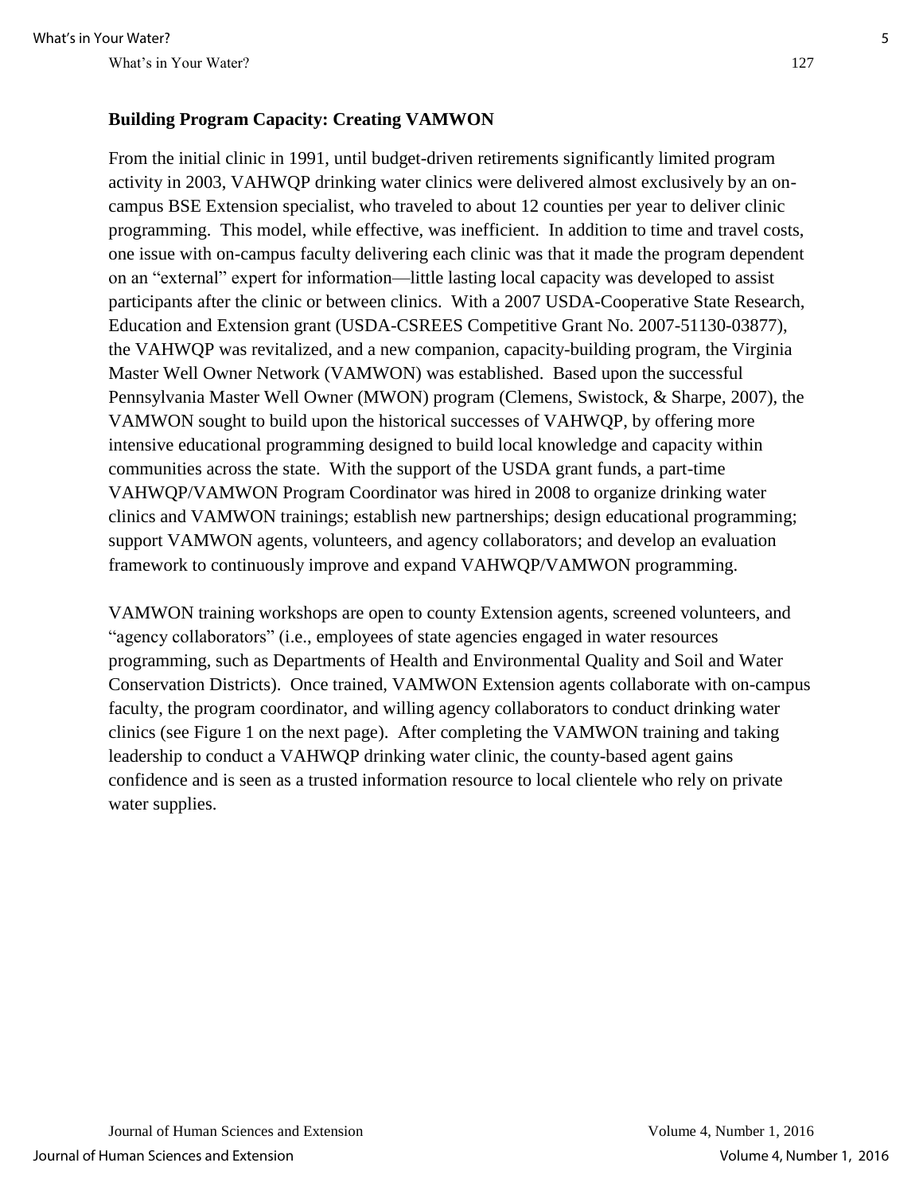### Building Program Capacity: Creating VAMWON

From the initial clinic in 1991, until budget-driven retirements significantly limited program activity in 2003, VAHWQP drinking water clinics were delivered almost exclusively by an on-campus BSE Extension specialist, who traveled to about 12 counties per year to deliver clinic programming. This model, while effective, was inefficient. In addition to time and travel costs, one issue with on-campus faculty delivering each clinic was that it made the program dependent on an "external" expert for information—little lasting local capacity was developed to assist participants after the clinic or between clinics. With a 2007 USDA-Cooperative State Research, Education and Extension grant (USDA-CSREES Competitive Grant No. 2007-51130-03877), the VAHWQP was revitalized, and a new companion, capacity-building program, the Virginia Master Well Owner Network (VAMWON) was established. Based upon the successful Pennsylvania Master Well Owner (MWON) program (Clemens, Swistock, & Sharpe, 2007), the VAMWON sought to build upon the historical successes of VAHWQP, by offering more intensive educational programming designed to build local knowledge and capacity within communities across the state. With the support of the USDA grant funds, a part-time VAHWQP/VAMWON Program Coordinator was hired in 2008 to organize drinking water clinics and VAMWON trainings; establish new partnerships; design educational programming; support VAMWON agents, volunteers, and agency collaborators; and develop an evaluation framework to continuously improve and expand VAHWQP/VAMWON programming.

VAMWON training workshops are open to county Extension agents, screened volunteers, and "agency collaborators" (i.e., employees of state agencies engaged in water resources programming, such as Departments of Health and Environmental Quality and Soil and Water Conservation Districts). Once trained, VAMWON Extension agents collaborate with on-campus faculty, the program coordinator, and willing agency collaborators to conduct drinking water clinics (see Figure 1 on the next page). After completing the VAMWON training and taking leadership to conduct a VAHWQP drinking water clinic, the county-based agent gains confidence and is seen as a trusted information resource to local clientele who rely on private water supplies.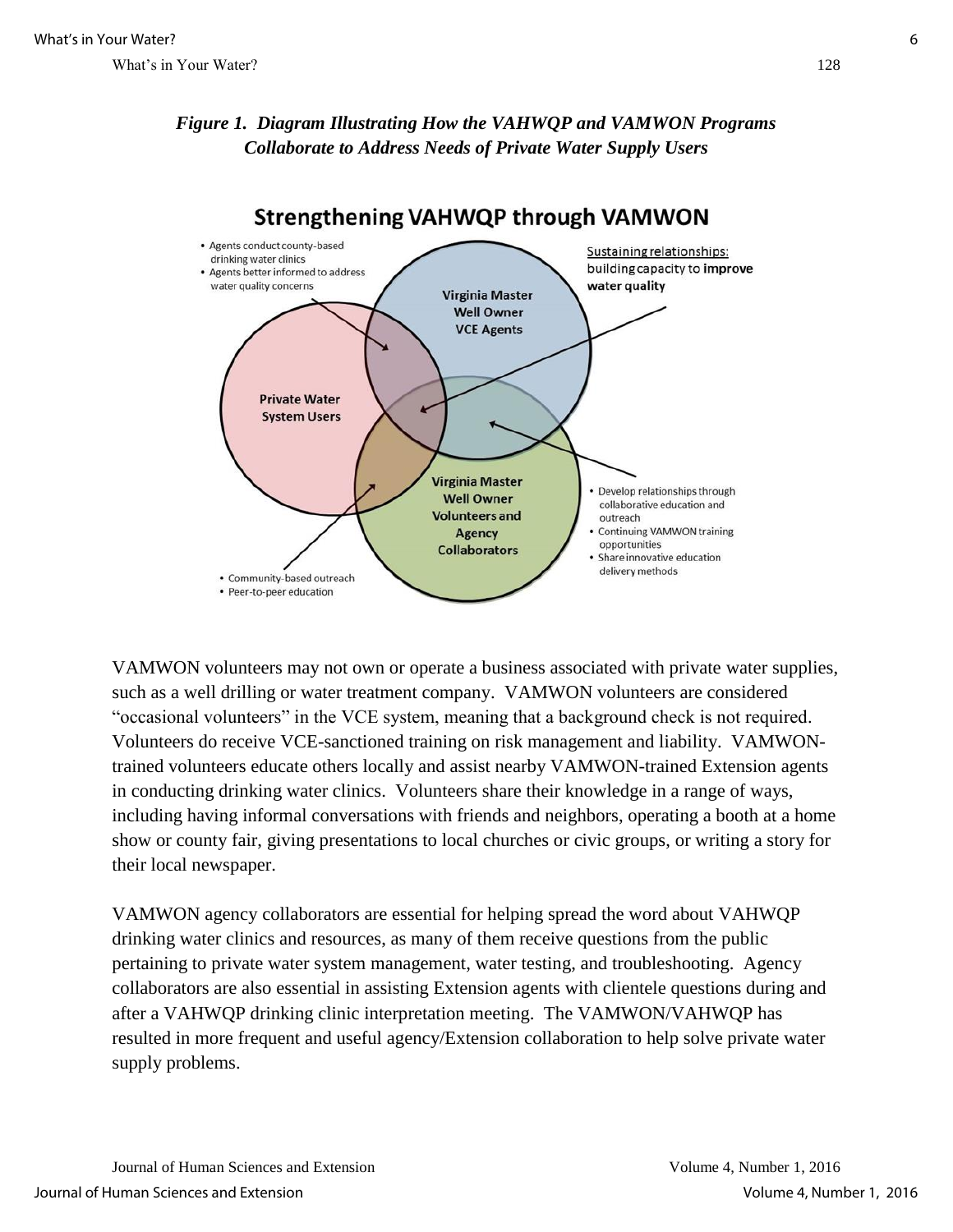*Figure 1. Diagram Illustrating How the VAHWQP and VAMWON Programs Collaborate to Address Needs of Private Water Supply Users*

VAMWON volunteers may not own or operate a business associated with private water supplies, such as a well drilling or water treatment company. VAMWON volunteers are considered "occasional volunteers" in the VCE system, meaning that a background check is not required. Volunteers do receive VCE-sanctioned training on risk management and liability. VAMWON-trained volunteers educate others locally and assist nearby VAMWON-trained Extension agents in conducting drinking water clinics. Volunteers share their knowledge in a range of ways, including having informal conversations with friends and neighbors, operating a booth at a home show or county fair, giving presentations to local churches or civic groups, or writing a story for their local newspaper.

VAMWON agency collaborators are essential for helping spread the word about VAHWQP drinking water clinics and resources, as many of them receive questions from the public pertaining to private water system management, water testing, and troubleshooting. Agency collaborators are also essential in assisting Extension agents with clientele questions during and after a VAHWQP drinking clinic interpretation meeting. The VAMWON/VAHWQP has resulted in more frequent and useful agency/Extension collaboration to help solve private water supply problems.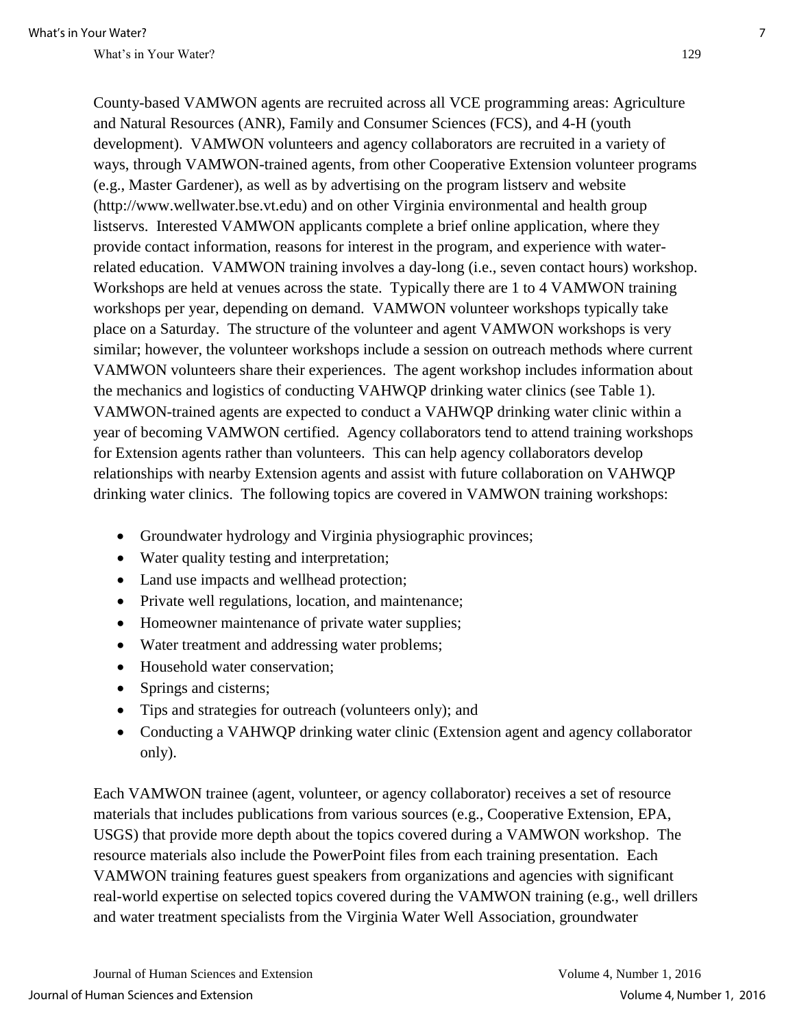County-based VAMWON agents are recruited across all VCE programming areas: Agriculture and Natural Resources (ANR), Family and Consumer Sciences (FCS), and 4-H (youth development). VAMWON volunteers and agency collaborators are recruited in a variety of ways, through VAMWON-trained agents, from other Cooperative Extension volunteer programs (e.g., Master Gardener), as well as by advertising on the program listserv and website (http://www.wellwater.bse.vt.edu) and on other Virginia environmental and health group listservs. Interested VAMWON applicants complete a brief online application, where they provide contact information, reasons for interest in the program, and experience with water-related education. VAMWON training involves a day-long (i.e., seven contact hours) workshop. Workshops are held at venues across the state. Typically there are 1 to 4 VAMWON training workshops per year, depending on demand. VAMWON volunteer workshops typically take place on a Saturday. The structure of the volunteer and agent VAMWON workshops is very similar; however, the volunteer workshops include a session on outreach methods where current VAMWON volunteers share their experiences. The agent workshop includes information about the mechanics and logistics of conducting VAHWQP drinking water clinics (see Table 1). VAMWON-trained agents are expected to conduct a VAHWQP drinking water clinic within a year of becoming VAMWON certified. Agency collaborators tend to attend training workshops for Extension agents rather than volunteers. This can help agency collaborators develop relationships with nearby Extension agents and assist with future collaboration on VAHWQP drinking water clinics. The following topics are covered in VAMWON training workshops:

- Groundwater hydrology and Virginia physiographic provinces;
- Water quality testing and interpretation;
- Land use impacts and wellhead protection;
- Private well regulations, location, and maintenance;
- Homeowner maintenance of private water supplies;
- Water treatment and addressing water problems;
- Household water conservation;
- Springs and cisterns;
- Tips and strategies for outreach (volunteers only); and
- Conducting a VAHWQP drinking water clinic (Extension agent and agency collaborator only).

Each VAMWON trainee (agent, volunteer, or agency collaborator) receives a set of resource materials that includes publications from various sources (e.g., Cooperative Extension, EPA, USGS) that provide more depth about the topics covered during a VAMWON workshop. The resource materials also include the PowerPoint files from each training presentation. Each VAMWON training features guest speakers from organizations and agencies with significant real-world expertise on selected topics covered during the VAMWON training (e.g., well drillers and water treatment specialists from the Virginia Water Well Association, groundwater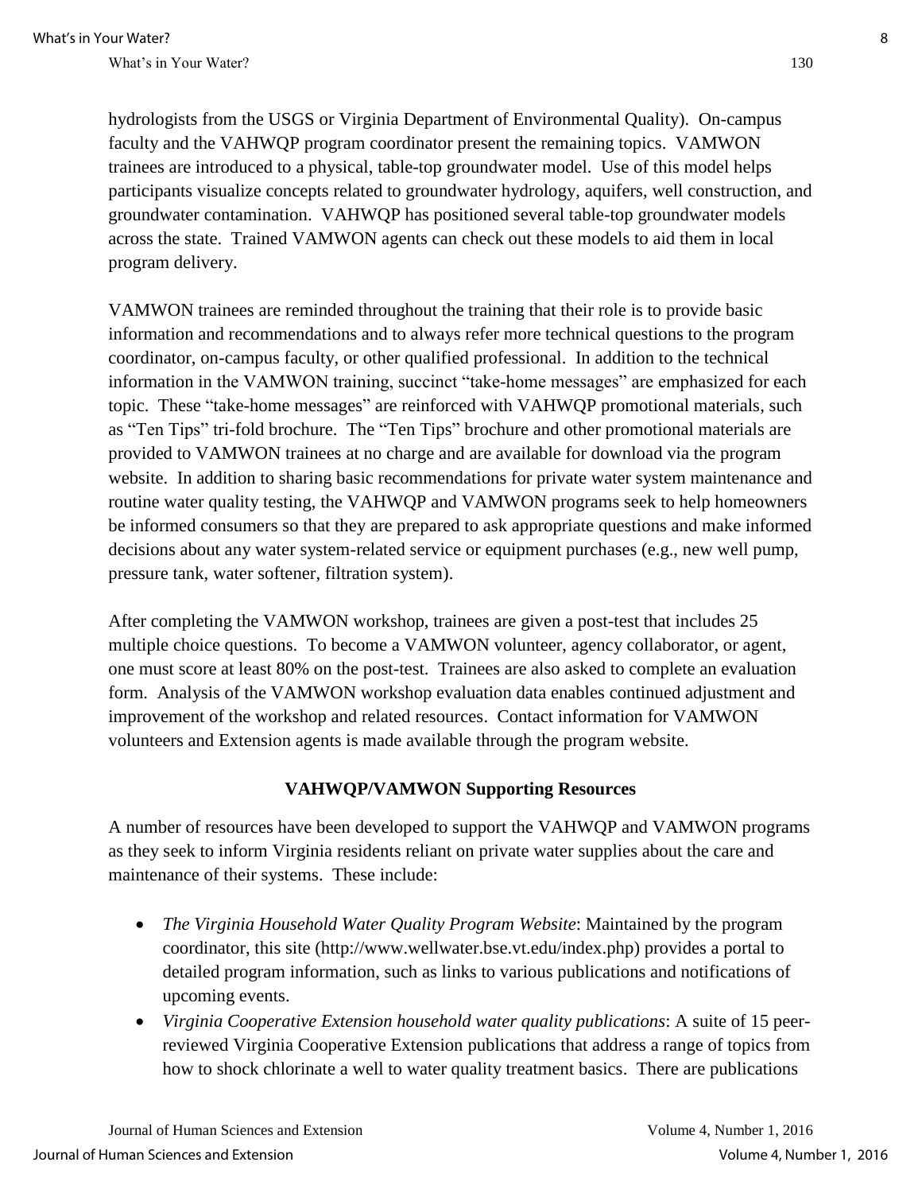hydrologists from the USGS or Virginia Department of Environmental Quality). On-campus faculty and the VAHWQP program coordinator present the remaining topics. VAMWON trainees are introduced to a physical, table-top groundwater model. Use of this model helps participants visualize concepts related to groundwater hydrology, aquifers, well construction, and groundwater contamination. VAHWQP has positioned several table-top groundwater models across the state. Trained VAMWON agents can check out these models to aid them in local program delivery.

VAMWON trainees are reminded throughout the training that their role is to provide basic information and recommendations and to always refer more technical questions to the program coordinator, on-campus faculty, or other qualified professional. In addition to the technical information in the VAMWON training, succinct "take-home messages" are emphasized for each topic. These "take-home messages" are reinforced with VAHWQP promotional materials, such as "Ten Tips" tri-fold brochure. The "Ten Tips" brochure and other promotional materials are provided to VAMWON trainees at no charge and are available for download via the program website. In addition to sharing basic recommendations for private water system maintenance and routine water quality testing, the VAHWQP and VAMWON programs seek to help homeowners be informed consumers so that they are prepared to ask appropriate questions and make informed decisions about any water system-related service or equipment purchases (e.g., new well pump, pressure tank, water softener, filtration system).

After completing the VAMWON workshop, trainees are given a post-test that includes 25 multiple choice questions. To become a VAMWON volunteer, agency collaborator, or agent, one must score at least 80% on the post-test. Trainees are also asked to complete an evaluation form. Analysis of the VAMWON workshop evaluation data enables continued adjustment and improvement of the workshop and related resources. Contact information for VAMWON volunteers and Extension agents is made available through the program website.

## VAHWQP/VAMWON Supporting Resources

A number of resources have been developed to support the VAHWQP and VAMWON programs as they seek to inform Virginia residents reliant on private water supplies about the care and maintenance of their systems. These include:

- *The Virginia Household Water Quality Program Website*: Maintained by the program coordinator, this site (http://www.wellwater.bse.vt.edu/index.php) provides a portal to detailed program information, such as links to various publications and notifications of upcoming events.
- *Virginia Cooperative Extension household water quality publications*: A suite of 15 peer-reviewed Virginia Cooperative Extension publications that address a range of topics from how to shock chlorinate a well to water quality treatment basics. There are publications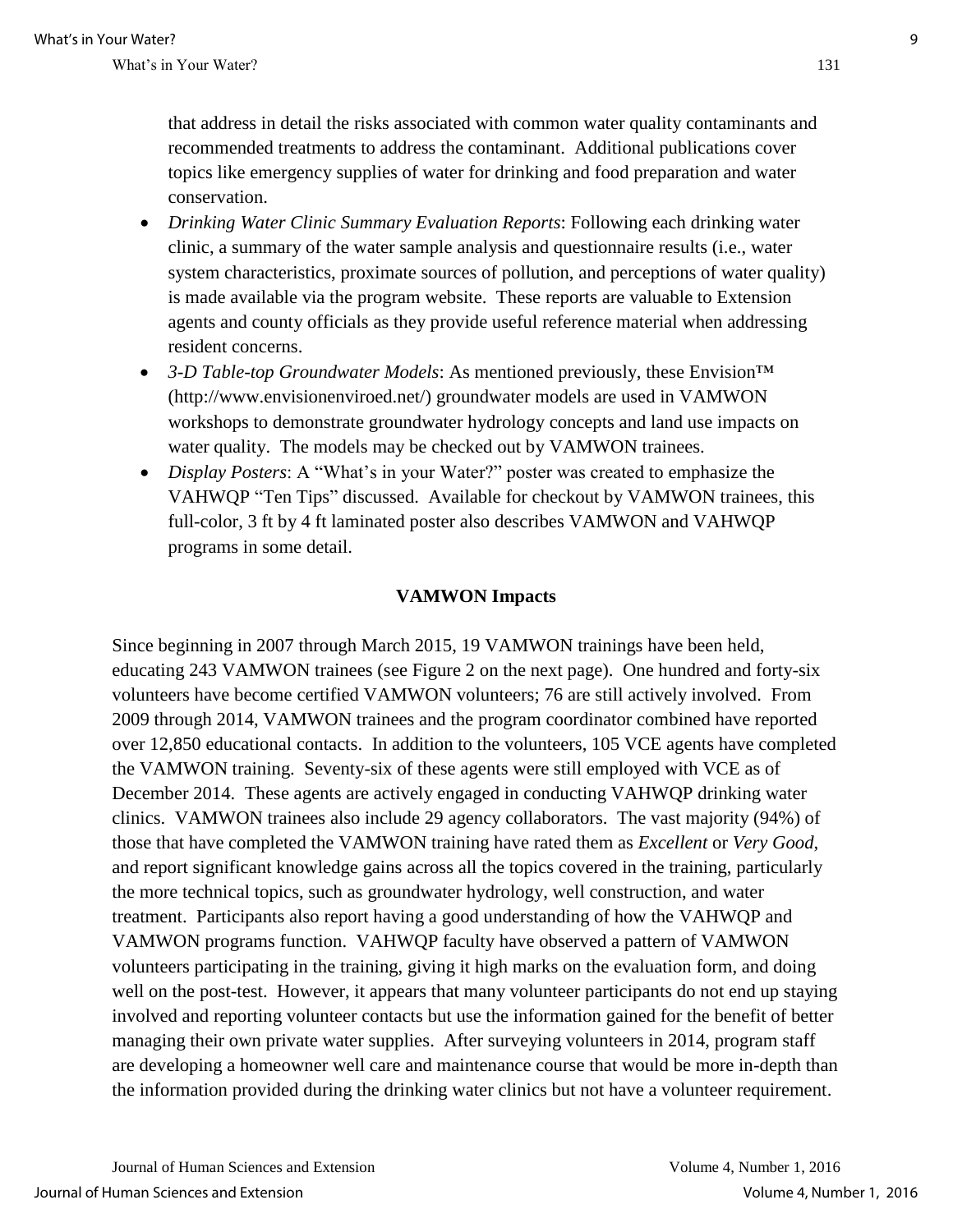that address in detail the risks associated with common water quality contaminants and recommended treatments to address the contaminant. Additional publications cover topics like emergency supplies of water for drinking and food preparation and water conservation.

- *Drinking Water Clinic Summary Evaluation Reports*: Following each drinking water clinic, a summary of the water sample analysis and questionnaire results (i.e., water system characteristics, proximate sources of pollution, and perceptions of water quality) is made available via the program website. These reports are valuable to Extension agents and county officials as they provide useful reference material when addressing resident concerns.
- *3-D Table-top Groundwater Models*: As mentioned previously, these Envision™ (http://www.envisionenviroed.net/) groundwater models are used in VAMWON workshops to demonstrate groundwater hydrology concepts and land use impacts on water quality. The models may be checked out by VAMWON trainees.
- *Display Posters*: A "What's in your Water?" poster was created to emphasize the VAHWQP "Ten Tips" discussed. Available for checkout by VAMWON trainees, this full-color, 3 ft by 4 ft laminated poster also describes VAMWON and VAHWQP programs in some detail.

## VAMWON Impacts

Since beginning in 2007 through March 2015, 19 VAMWON trainings have been held, educating 243 VAMWON trainees (see Figure 2 on the next page). One hundred and forty-six volunteers have become certified VAMWON volunteers; 76 are still actively involved. From 2009 through 2014, VAMWON trainees and the program coordinator combined have reported over 12,850 educational contacts. In addition to the volunteers, 105 VCE agents have completed the VAMWON training. Seventy-six of these agents were still employed with VCE as of December 2014. These agents are actively engaged in conducting VAHWQP drinking water clinics. VAMWON trainees also include 29 agency collaborators. The vast majority (94%) of those that have completed the VAMWON training have rated them as *Excellent* or *Very Good*, and report significant knowledge gains across all the topics covered in the training, particularly the more technical topics, such as groundwater hydrology, well construction, and water treatment. Participants also report having a good understanding of how the VAHWQP and VAMWON programs function. VAHWQP faculty have observed a pattern of VAMWON volunteers participating in the training, giving it high marks on the evaluation form, and doing well on the post-test. However, it appears that many volunteer participants do not end up staying involved and reporting volunteer contacts but use the information gained for the benefit of better managing their own private water supplies. After surveying volunteers in 2014, program staff are developing a homeowner well care and maintenance course that would be more in-depth than the information provided during the drinking water clinics but not have a volunteer requirement.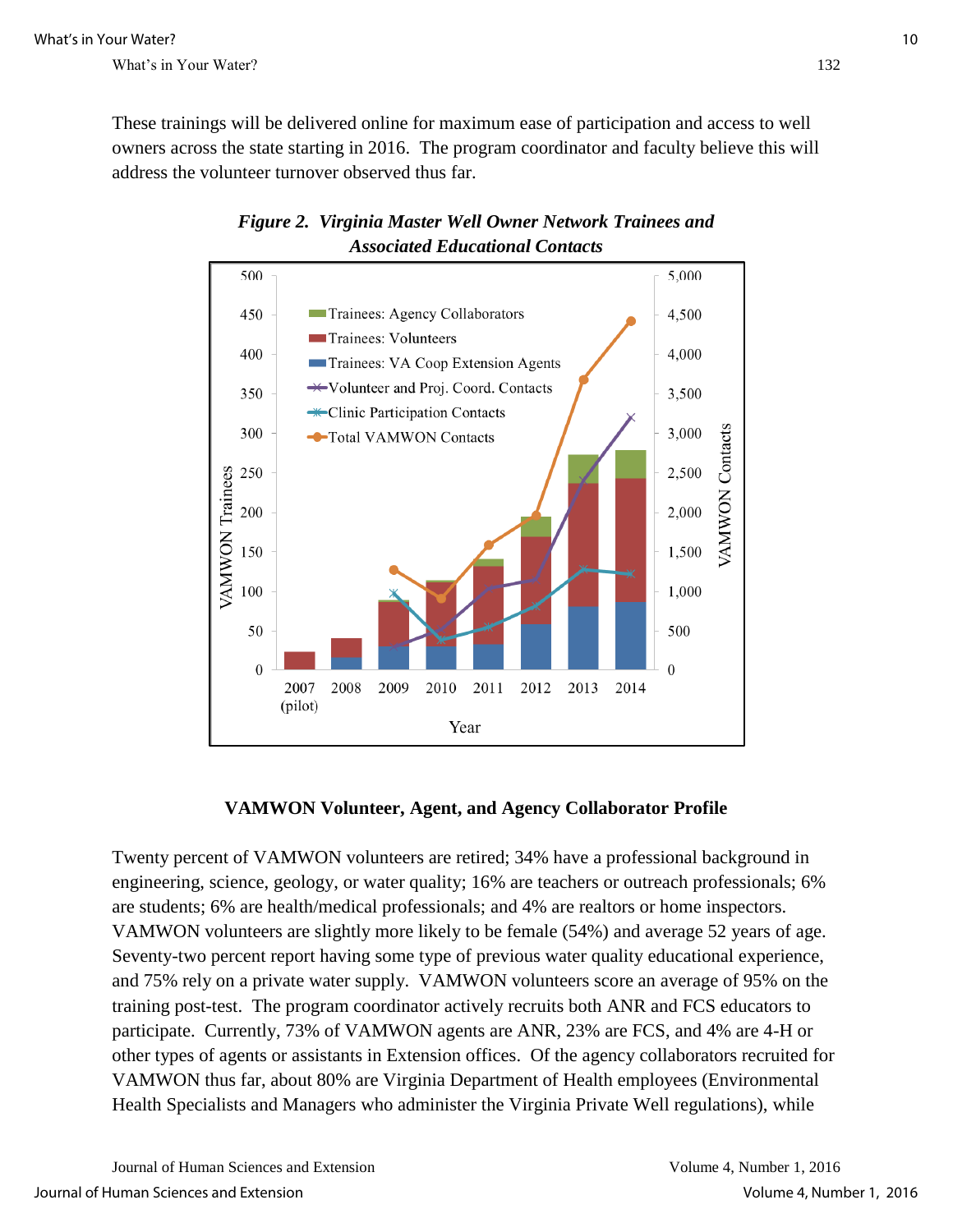These trainings will be delivered online for maximum ease of participation and access to well owners across the state starting in 2016. The program coordinator and faculty believe this will address the volunteer turnover observed thus far.

***Figure 2. Virginia Master Well Owner Network Trainees and Associated Educational Contacts***

## VAMWON Volunteer, Agent, and Agency Collaborator Profile

Twenty percent of VAMWON volunteers are retired; 34% have a professional background in engineering, science, geology, or water quality; 16% are teachers or outreach professionals; 6% are students; 6% are health/medical professionals; and 4% are realtors or home inspectors. VAMWON volunteers are slightly more likely to be female (54%) and average 52 years of age. Seventy-two percent report having some type of previous water quality educational experience, and 75% rely on a private water supply. VAMWON volunteers score an average of 95% on the training post-test. The program coordinator actively recruits both ANR and FCS educators to participate. Currently, 73% of VAMWON agents are ANR, 23% are FCS, and 4% are 4-H or other types of agents or assistants in Extension offices. Of the agency collaborators recruited for VAMWON thus far, about 80% are Virginia Department of Health employees (Environmental Health Specialists and Managers who administer the Virginia Private Well regulations), while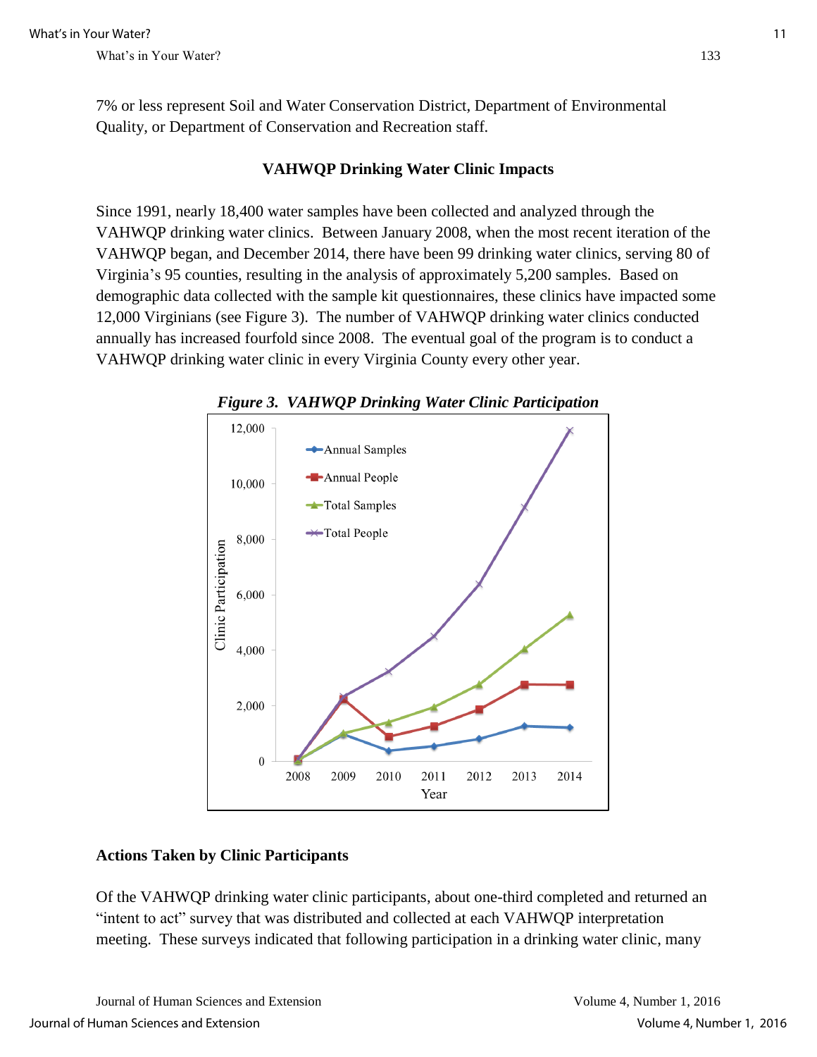7% or less represent Soil and Water Conservation District, Department of Environmental Quality, or Department of Conservation and Recreation staff.

## VAHWQP Drinking Water Clinic Impacts

Since 1991, nearly 18,400 water samples have been collected and analyzed through the VAHWQP drinking water clinics. Between January 2008, when the most recent iteration of the VAHWQP began, and December 2014, there have been 99 drinking water clinics, serving 80 of Virginia's 95 counties, resulting in the analysis of approximately 5,200 samples. Based on demographic data collected with the sample kit questionnaires, these clinics have impacted some 12,000 Virginians (see Figure 3). The number of VAHWQP drinking water clinics conducted annually has increased fourfold since 2008. The eventual goal of the program is to conduct a VAHWQP drinking water clinic in every Virginia County every other year.

***Figure 3. VAHWQP Drinking Water Clinic Participation***

## Actions Taken by Clinic Participants

Of the VAHWQP drinking water clinic participants, about one-third completed and returned an "intent to act" survey that was distributed and collected at each VAHWQP interpretation meeting. These surveys indicated that following participation in a drinking water clinic, many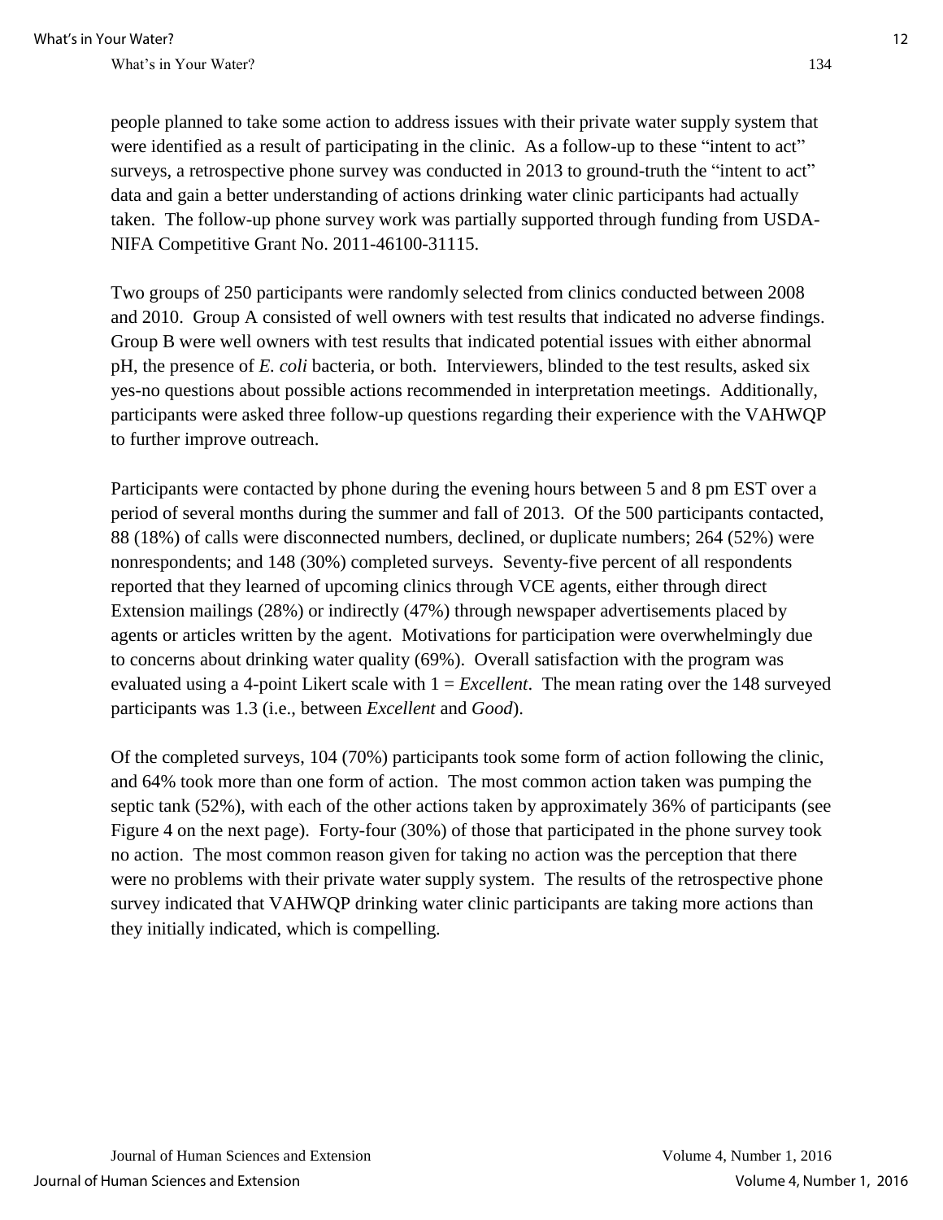people planned to take some action to address issues with their private water supply system that were identified as a result of participating in the clinic. As a follow-up to these "intent to act" surveys, a retrospective phone survey was conducted in 2013 to ground-truth the "intent to act" data and gain a better understanding of actions drinking water clinic participants had actually taken. The follow-up phone survey work was partially supported through funding from USDA-NIFA Competitive Grant No. 2011-46100-31115.

Two groups of 250 participants were randomly selected from clinics conducted between 2008 and 2010. Group A consisted of well owners with test results that indicated no adverse findings. Group B were well owners with test results that indicated potential issues with either abnormal pH, the presence of *E. coli* bacteria, or both. Interviewers, blinded to the test results, asked six yes-no questions about possible actions recommended in interpretation meetings. Additionally, participants were asked three follow-up questions regarding their experience with the VAHWQP to further improve outreach.

Participants were contacted by phone during the evening hours between 5 and 8 pm EST over a period of several months during the summer and fall of 2013. Of the 500 participants contacted, 88 (18%) of calls were disconnected numbers, declined, or duplicate numbers; 264 (52%) were nonrespondents; and 148 (30%) completed surveys. Seventy-five percent of all respondents reported that they learned of upcoming clinics through VCE agents, either through direct Extension mailings (28%) or indirectly (47%) through newspaper advertisements placed by agents or articles written by the agent. Motivations for participation were overwhelmingly due to concerns about drinking water quality (69%). Overall satisfaction with the program was evaluated using a 4-point Likert scale with 1 = *Excellent*. The mean rating over the 148 surveyed participants was 1.3 (i.e., between *Excellent* and *Good*).

Of the completed surveys, 104 (70%) participants took some form of action following the clinic, and 64% took more than one form of action. The most common action taken was pumping the septic tank (52%), with each of the other actions taken by approximately 36% of participants (see Figure 4 on the next page). Forty-four (30%) of those that participated in the phone survey took no action. The most common reason given for taking no action was the perception that there were no problems with their private water supply system. The results of the retrospective phone survey indicated that VAHWQP drinking water clinic participants are taking more actions than they initially indicated, which is compelling.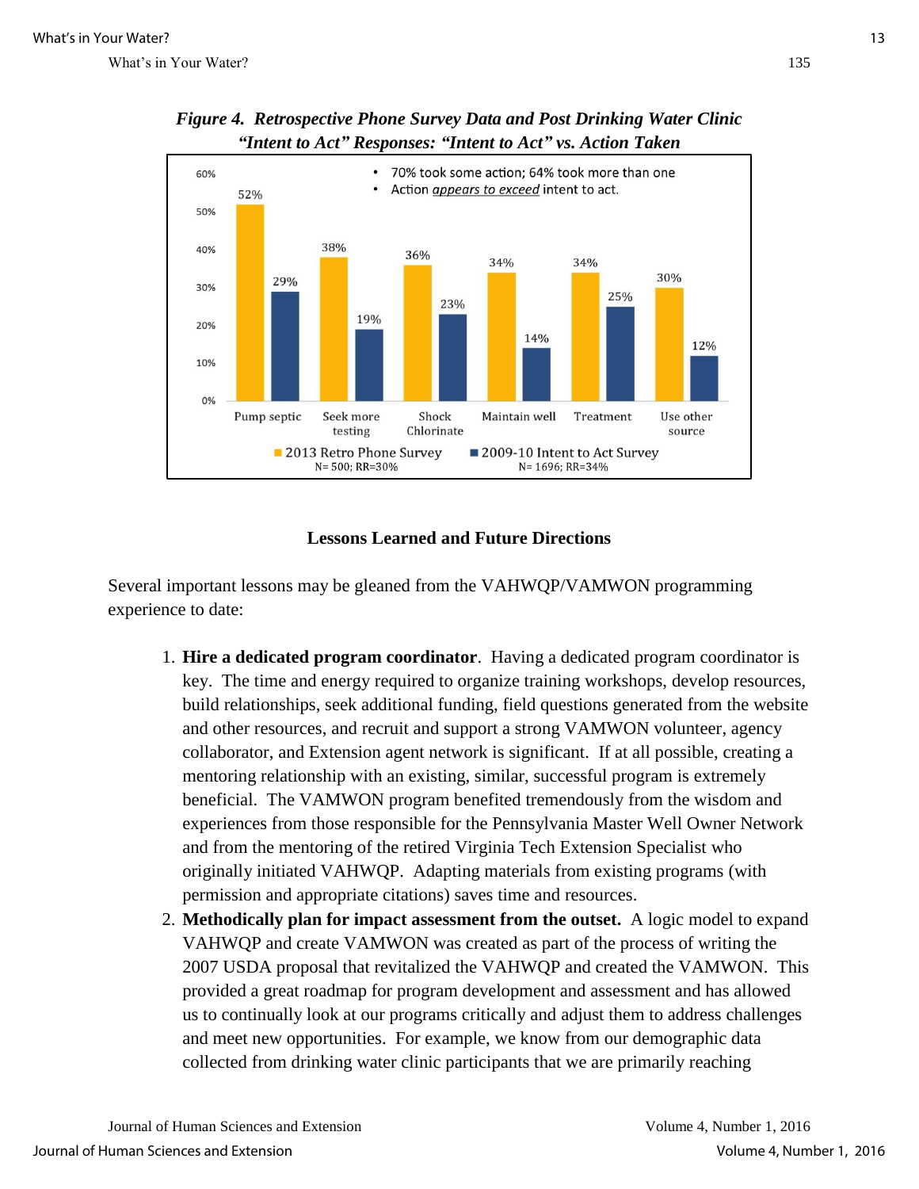*Figure 4. Retrospective Phone Survey Data and Post Drinking Water Clinic "Intent to Act" Responses: "Intent to Act" vs. Action Taken*

| | 2013 Retro Phone Survey (N= 500; RR=30%) | 2009-10 Intent to Act Survey (N= 1696; RR=34%) |
|---|---|---|
| Pump septic | 52% | 29% |
| Seek more testing | 38% | 19% |
| Shock Chlorinate | 36% | 23% |
| Maintain well | 34% | 14% |
| Treatment | 34% | 25% |
| Use other source | 30% | 12% |

- 70% took some action; 64% took more than one
- Action *appears to exceed* intent to act.

## Lessons Learned and Future Directions

Several important lessons may be gleaned from the VAHWQP/VAMWON programming experience to date:

1. **Hire a dedicated program coordinator**. Having a dedicated program coordinator is key. The time and energy required to organize training workshops, develop resources, build relationships, seek additional funding, field questions generated from the website and other resources, and recruit and support a strong VAMWON volunteer, agency collaborator, and Extension agent network is significant. If at all possible, creating a mentoring relationship with an existing, similar, successful program is extremely beneficial. The VAMWON program benefited tremendously from the wisdom and experiences from those responsible for the Pennsylvania Master Well Owner Network and from the mentoring of the retired Virginia Tech Extension Specialist who originally initiated VAHWQP. Adapting materials from existing programs (with permission and appropriate citations) saves time and resources.
2. **Methodically plan for impact assessment from the outset.** A logic model to expand VAHWQP and create VAMWON was created as part of the process of writing the 2007 USDA proposal that revitalized the VAHWQP and created the VAMWON. This provided a great roadmap for program development and assessment and has allowed us to continually look at our programs critically and adjust them to address challenges and meet new opportunities. For example, we know from our demographic data collected from drinking water clinic participants that we are primarily reaching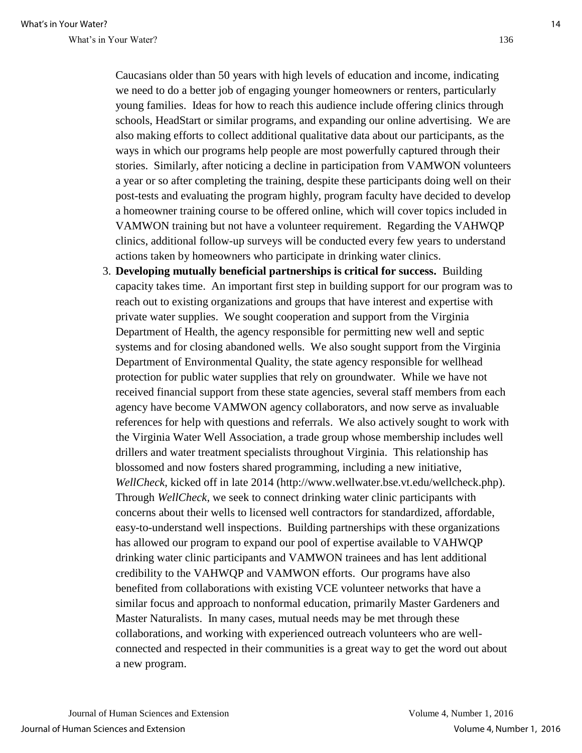Caucasians older than 50 years with high levels of education and income, indicating we need to do a better job of engaging younger homeowners or renters, particularly young families. Ideas for how to reach this audience include offering clinics through schools, HeadStart or similar programs, and expanding our online advertising. We are also making efforts to collect additional qualitative data about our participants, as the ways in which our programs help people are most powerfully captured through their stories. Similarly, after noticing a decline in participation from VAMWON volunteers a year or so after completing the training, despite these participants doing well on their post-tests and evaluating the program highly, program faculty have decided to develop a homeowner training course to be offered online, which will cover topics included in VAMWON training but not have a volunteer requirement. Regarding the VAHWQP clinics, additional follow-up surveys will be conducted every few years to understand actions taken by homeowners who participate in drinking water clinics.

3. **Developing mutually beneficial partnerships is critical for success.** Building capacity takes time. An important first step in building support for our program was to reach out to existing organizations and groups that have interest and expertise with private water supplies. We sought cooperation and support from the Virginia Department of Health, the agency responsible for permitting new well and septic systems and for closing abandoned wells. We also sought support from the Virginia Department of Environmental Quality, the state agency responsible for wellhead protection for public water supplies that rely on groundwater. While we have not received financial support from these state agencies, several staff members from each agency have become VAMWON agency collaborators, and now serve as invaluable references for help with questions and referrals. We also actively sought to work with the Virginia Water Well Association, a trade group whose membership includes well drillers and water treatment specialists throughout Virginia. This relationship has blossomed and now fosters shared programming, including a new initiative, *WellCheck*, kicked off in late 2014 (http://www.wellwater.bse.vt.edu/wellcheck.php). Through *WellCheck*, we seek to connect drinking water clinic participants with concerns about their wells to licensed well contractors for standardized, affordable, easy-to-understand well inspections. Building partnerships with these organizations has allowed our program to expand our pool of expertise available to VAHWQP drinking water clinic participants and VAMWON trainees and has lent additional credibility to the VAHWQP and VAMWON efforts. Our programs have also benefited from collaborations with existing VCE volunteer networks that have a similar focus and approach to nonformal education, primarily Master Gardeners and Master Naturalists. In many cases, mutual needs may be met through these collaborations, and working with experienced outreach volunteers who are well-connected and respected in their communities is a great way to get the word out about a new program.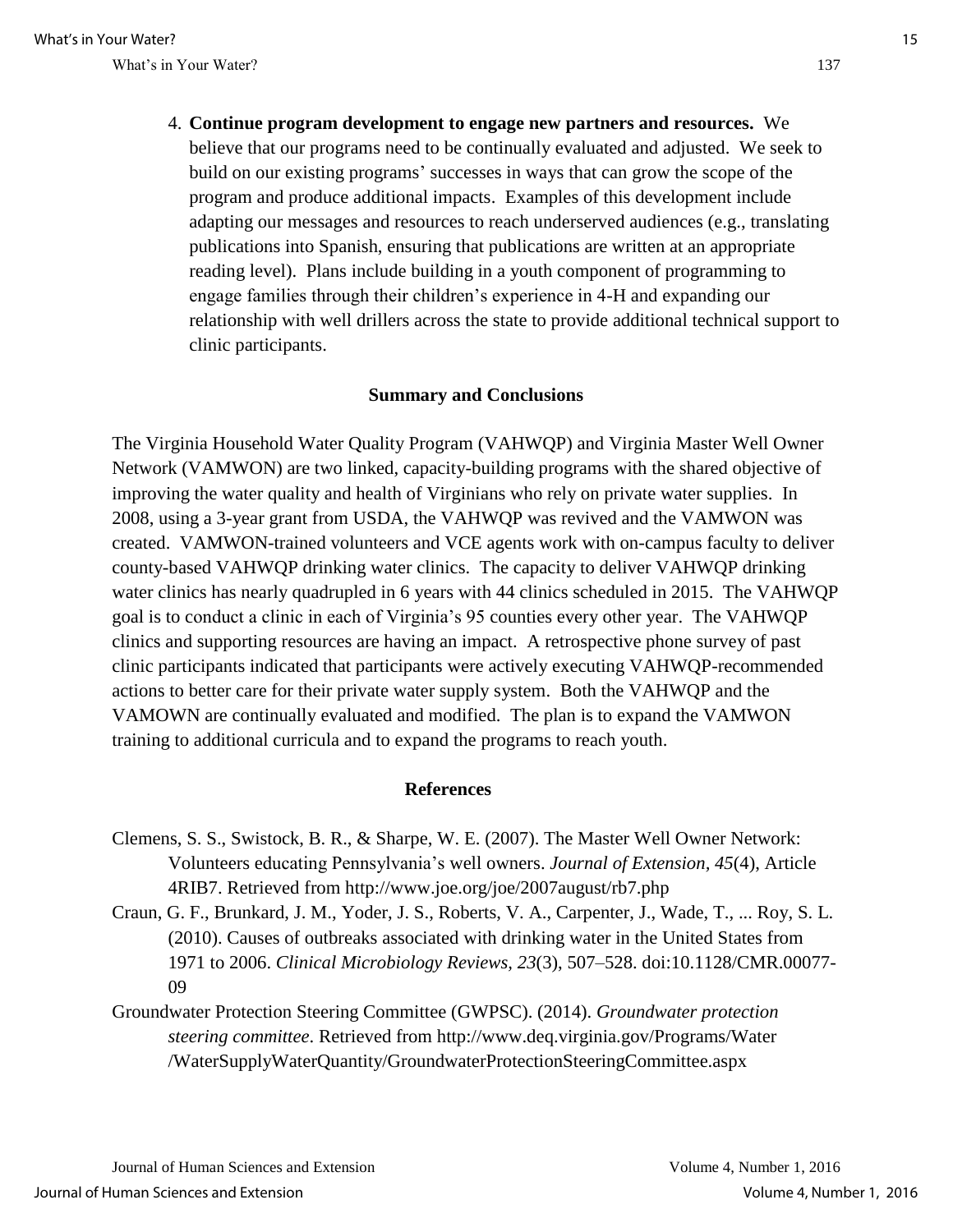4. **Continue program development to engage new partners and resources.** We believe that our programs need to be continually evaluated and adjusted. We seek to build on our existing programs' successes in ways that can grow the scope of the program and produce additional impacts. Examples of this development include adapting our messages and resources to reach underserved audiences (e.g., translating publications into Spanish, ensuring that publications are written at an appropriate reading level). Plans include building in a youth component of programming to engage families through their children's experience in 4-H and expanding our relationship with well drillers across the state to provide additional technical support to clinic participants.

## Summary and Conclusions

The Virginia Household Water Quality Program (VAHWQP) and Virginia Master Well Owner Network (VAMWON) are two linked, capacity-building programs with the shared objective of improving the water quality and health of Virginians who rely on private water supplies. In 2008, using a 3-year grant from USDA, the VAHWQP was revived and the VAMWON was created. VAMWON-trained volunteers and VCE agents work with on-campus faculty to deliver county-based VAHWQP drinking water clinics. The capacity to deliver VAHWQP drinking water clinics has nearly quadrupled in 6 years with 44 clinics scheduled in 2015. The VAHWQP goal is to conduct a clinic in each of Virginia's 95 counties every other year. The VAHWQP clinics and supporting resources are having an impact. A retrospective phone survey of past clinic participants indicated that participants were actively executing VAHWQP-recommended actions to better care for their private water supply system. Both the VAHWQP and the VAMOWN are continually evaluated and modified. The plan is to expand the VAMWON training to additional curricula and to expand the programs to reach youth.

## References

Clemens, S. S., Swistock, B. R., & Sharpe, W. E. (2007). The Master Well Owner Network: Volunteers educating Pennsylvania's well owners. *Journal of Extension, 45*(4), Article 4RIB7. Retrieved from http://www.joe.org/joe/2007august/rb7.php

Craun, G. F., Brunkard, J. M., Yoder, J. S., Roberts, V. A., Carpenter, J., Wade, T., ... Roy, S. L. (2010). Causes of outbreaks associated with drinking water in the United States from 1971 to 2006. *Clinical Microbiology Reviews, 23*(3), 507–528. doi:10.1128/CMR.00077-09

Groundwater Protection Steering Committee (GWPSC). (2014). *Groundwater protection steering committee*. Retrieved from http://www.deq.virginia.gov/Programs/Water/WaterSupplyWaterQuantity/GroundwaterProtectionSteeringCommittee.aspx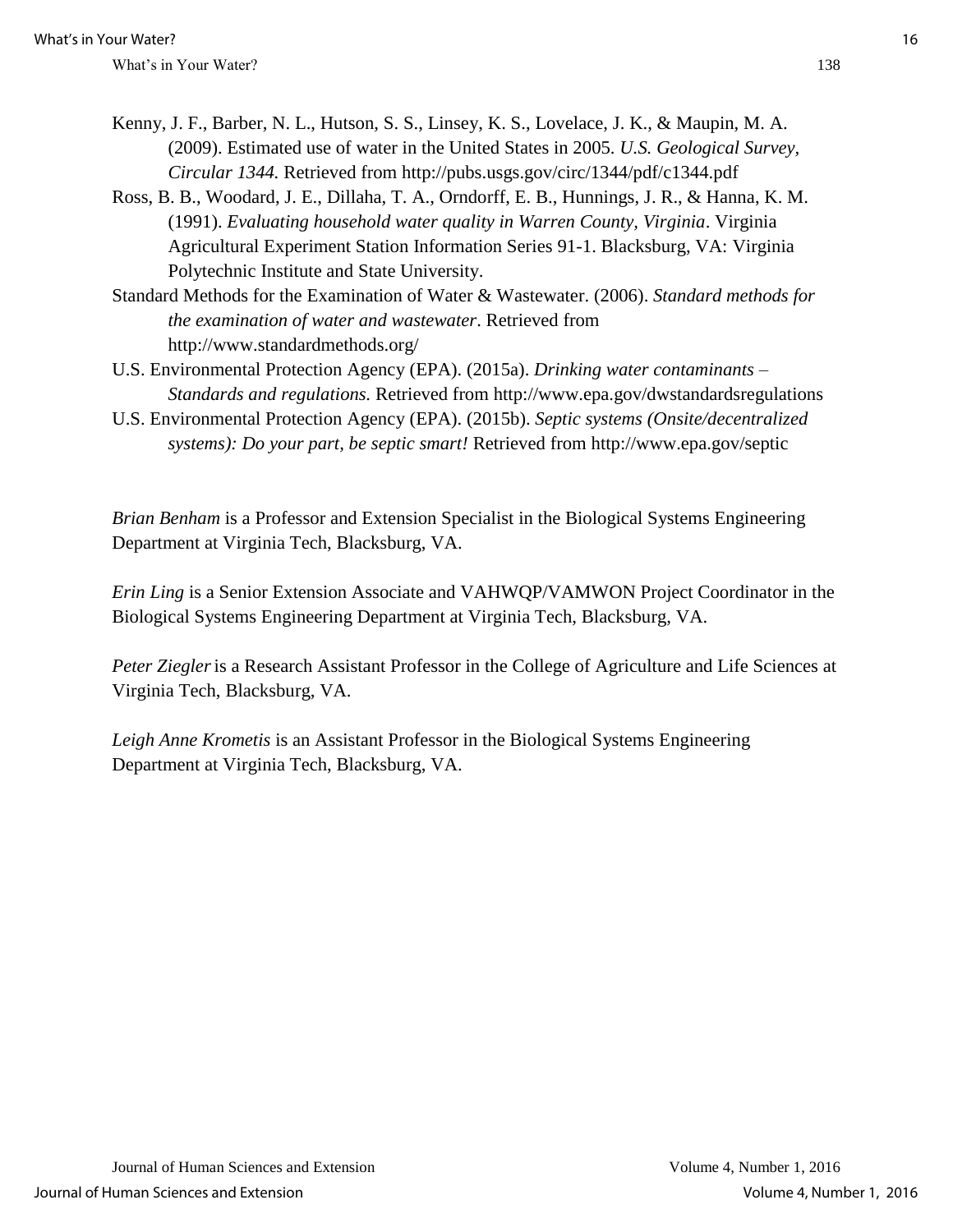Kenny, J. F., Barber, N. L., Hutson, S. S., Linsey, K. S., Lovelace, J. K., & Maupin, M. A. (2009). Estimated use of water in the United States in 2005. *U.S. Geological Survey, Circular 1344.* Retrieved from http://pubs.usgs.gov/circ/1344/pdf/c1344.pdf

Ross, B. B., Woodard, J. E., Dillaha, T. A., Orndorff, E. B., Hunnings, J. R., & Hanna, K. M. (1991). *Evaluating household water quality in Warren County, Virginia*. Virginia Agricultural Experiment Station Information Series 91-1. Blacksburg, VA: Virginia Polytechnic Institute and State University.

Standard Methods for the Examination of Water & Wastewater. (2006). *Standard methods for the examination of water and wastewater*. Retrieved from http://www.standardmethods.org/

U.S. Environmental Protection Agency (EPA). (2015a). *Drinking water contaminants – Standards and regulations.* Retrieved from http://www.epa.gov/dwstandardsregulations

U.S. Environmental Protection Agency (EPA). (2015b). *Septic systems (Onsite/decentralized systems): Do your part, be septic smart!* Retrieved from http://www.epa.gov/septic

*Brian Benham* is a Professor and Extension Specialist in the Biological Systems Engineering Department at Virginia Tech, Blacksburg, VA.

*Erin Ling* is a Senior Extension Associate and VAHWQP/VAMWON Project Coordinator in the Biological Systems Engineering Department at Virginia Tech, Blacksburg, VA.

*Peter Ziegler* is a Research Assistant Professor in the College of Agriculture and Life Sciences at Virginia Tech, Blacksburg, VA.

*Leigh Anne Krometis* is an Assistant Professor in the Biological Systems Engineering Department at Virginia Tech, Blacksburg, VA.